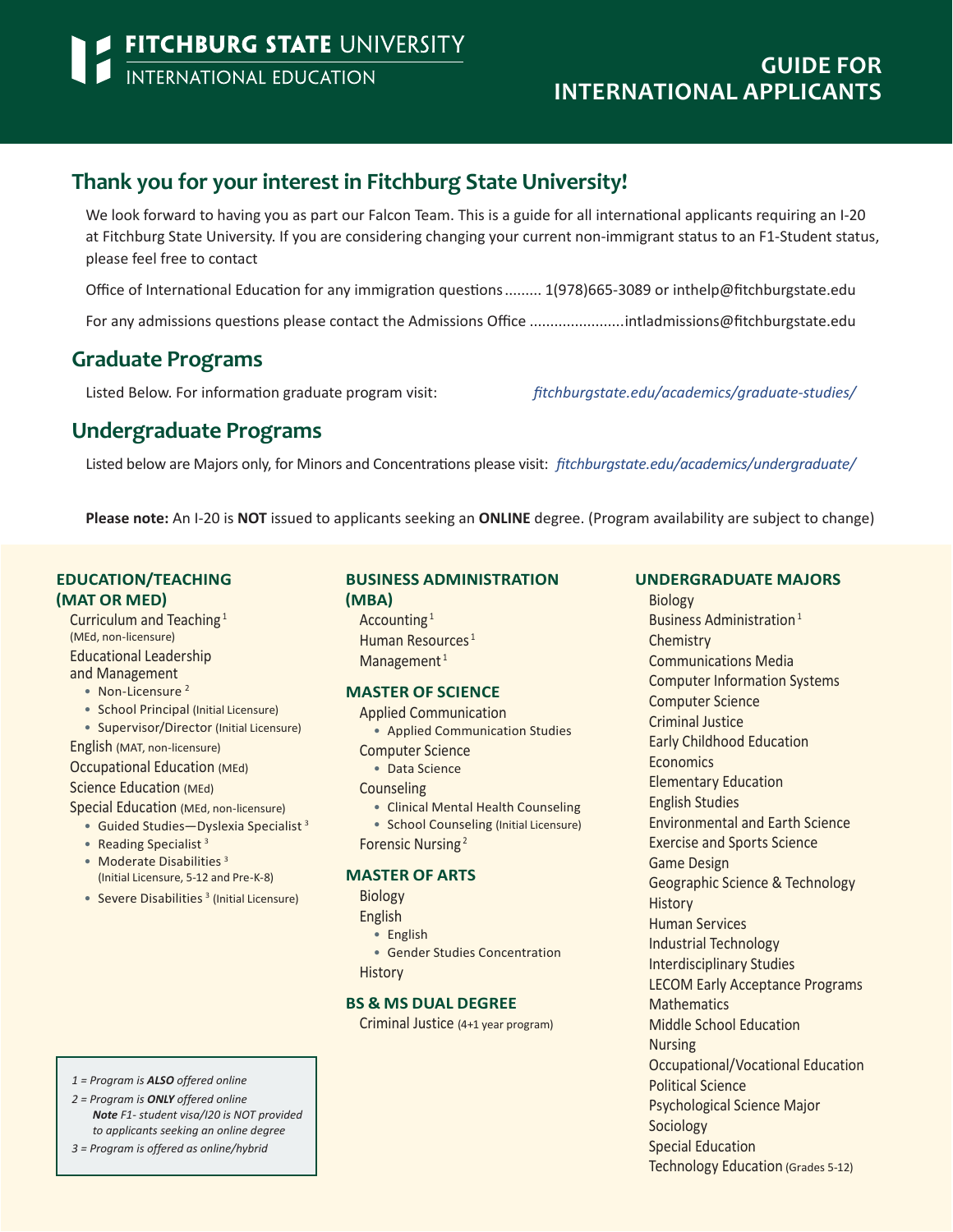# FITCHBURG STATE UNIVERSITY
INTERNATIONAL EDUCATION

# GUIDE FOR INTERNATIONAL APPLICANTS

## Thank you for your interest in Fitchburg State University!

We look forward to having you as part our Falcon Team. This is a guide for all international applicants requiring an I-20 at Fitchburg State University. If you are considering changing your current non-immigrant status to an F1-Student status, please feel free to contact

Office of International Education for any immigration questions......... 1(978)665-3089 or inthelp@fitchburgstate.edu

For any admissions questions please contact the Admissions Office ......................intladmissions@fitchburgstate.edu

## Graduate Programs

Listed Below. For information graduate program visit: *fitchburgstate.edu/academics/graduate-studies/*

## Undergraduate Programs

Listed below are Majors only, for Minors and Concentrations please visit: *fitchburgstate.edu/academics/undergraduate/*

**Please note:** An I-20 is **NOT** issued to applicants seeking an **ONLINE** degree. (Program availability are subject to change)

### EDUCATION/TEACHING (MAT OR MED)

- Curriculum and Teaching [1] (MEd, non-licensure)
- Educational Leadership and Management
  - Non-Licensure [2]
  - School Principal (Initial Licensure)
  - Supervisor/Director (Initial Licensure)
- English (MAT, non-licensure)
- Occupational Education (MEd)
- Science Education (MEd)
- Special Education (MEd, non-licensure)
  - Guided Studies—Dyslexia Specialist [3]
  - Reading Specialist [3]
  - Moderate Disabilities [3] (Initial Licensure, 5-12 and Pre-K-8)
  - Severe Disabilities [3] (Initial Licensure)

*1 = Program is **ALSO** offered online*
*2 = Program is **ONLY** offered online*
***Note** F1- student visa/I20 is NOT provided to applicants seeking an online degree*
*3 = Program is offered as online/hybrid*

### BUSINESS ADMINISTRATION (MBA)

- Accounting [1]
- Human Resources [1]
- Management [1]

### MASTER OF SCIENCE

- Applied Communication
  - Applied Communication Studies
- Computer Science
  - Data Science
- Counseling
  - Clinical Mental Health Counseling
  - School Counseling (Initial Licensure)
- Forensic Nursing [2]

### MASTER OF ARTS

- Biology
- English
  - English
  - Gender Studies Concentration
- History

### BS & MS DUAL DEGREE

- Criminal Justice (4+1 year program)

### UNDERGRADUATE MAJORS

- Biology
- Business Administration [1]
- Chemistry
- Communications Media
- Computer Information Systems
- Computer Science
- Criminal Justice
- Early Childhood Education
- Economics
- Elementary Education
- English Studies
- Environmental and Earth Science
- Exercise and Sports Science
- Game Design
- Geographic Science & Technology
- History
- Human Services
- Industrial Technology
- Interdisciplinary Studies
- LECOM Early Acceptance Programs
- Mathematics
- Middle School Education
- Nursing
- Occupational/Vocational Education
- Political Science
- Psychological Science Major
- Sociology
- Special Education
- Technology Education (Grades 5-12)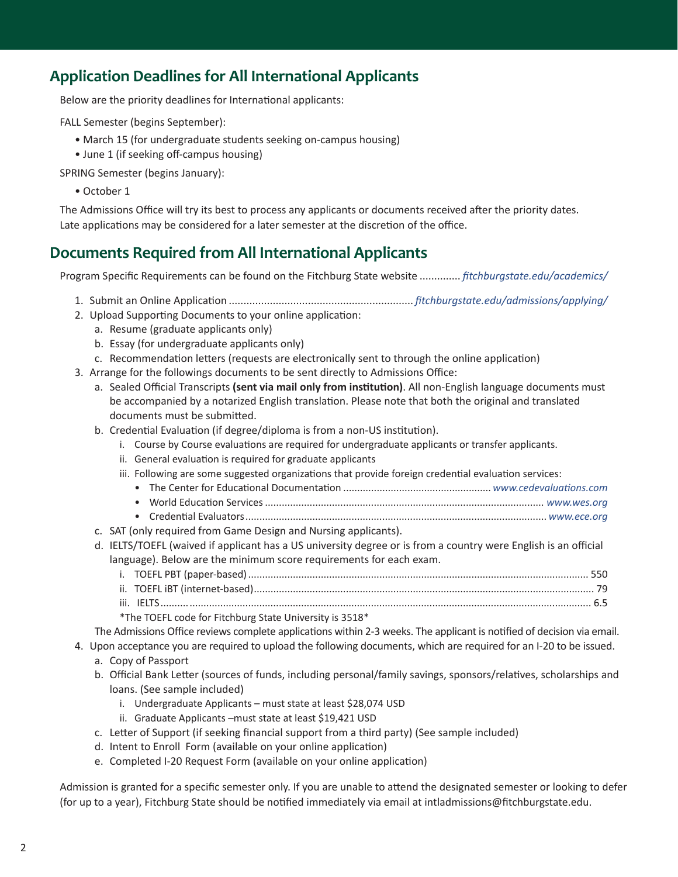## Application Deadlines for All International Applicants

Below are the priority deadlines for International applicants:

FALL Semester (begins September):

- March 15 (for undergraduate students seeking on-campus housing)
- June 1 (if seeking off-campus housing)

SPRING Semester (begins January):

- October 1

The Admissions Office will try its best to process any applicants or documents received after the priority dates. Late applications may be considered for a later semester at the discretion of the office.

## Documents Required from All International Applicants

Program Specific Requirements can be found on the Fitchburg State website .............. *fitchburgstate.edu/academics/*

1. Submit an Online Application ............................................................... *fitchburgstate.edu/admissions/applying/*
2. Upload Supporting Documents to your online application:
   a. Resume (graduate applicants only)
   b. Essay (for undergraduate applicants only)
   c. Recommendation letters (requests are electronically sent to through the online application)
3. Arrange for the followings documents to be sent directly to Admissions Office:
   a. Sealed Official Transcripts **(sent via mail only from institution)**. All non-English language documents must be accompanied by a notarized English translation. Please note that both the original and translated documents must be submitted.
   b. Credential Evaluation (if degree/diploma is from a non-US institution).
      i. Course by Course evaluations are required for undergraduate applicants or transfer applicants.
      ii. General evaluation is required for graduate applicants
      iii. Following are some suggested organizations that provide foreign credential evaluation services:
         - The Center for Educational Documentation .................................................... *www.cedevaluations.com*
         - World Education Services .................................................................................................. *www.wes.org*
         - Credential Evaluators........................................................................................................... *www.ece.org*
   c. SAT (only required from Game Design and Nursing applicants).
   d. IELTS/TOEFL (waived if applicant has a US university degree or is from a country were English is an official language). Below are the minimum score requirements for each exam.
      i. TOEFL PBT (paper-based)........................................................................................................................ 550
      ii. TOEFL iBT (internet-based)........................................................................................................................ 79
      iii. IELTS.......................................................................................................................................................... 6.5

      *The TOEFL code for Fitchburg State University is 3518*

   The Admissions Office reviews complete applications within 2-3 weeks. The applicant is notified of decision via email.
4. Upon acceptance you are required to upload the following documents, which are required for an I-20 to be issued.
   a. Copy of Passport
   b. Official Bank Letter (sources of funds, including personal/family savings, sponsors/relatives, scholarships and loans. (See sample included)
      i. Undergraduate Applicants – must state at least $28,074 USD
      ii. Graduate Applicants –must state at least $19,421 USD
   c. Letter of Support (if seeking financial support from a third party) (See sample included)
   d. Intent to Enroll Form (available on your online application)
   e. Completed I-20 Request Form (available on your online application)

Admission is granted for a specific semester only. If you are unable to attend the designated semester or looking to defer (for up to a year), Fitchburg State should be notified immediately via email at intladmissions@fitchburgstate.edu.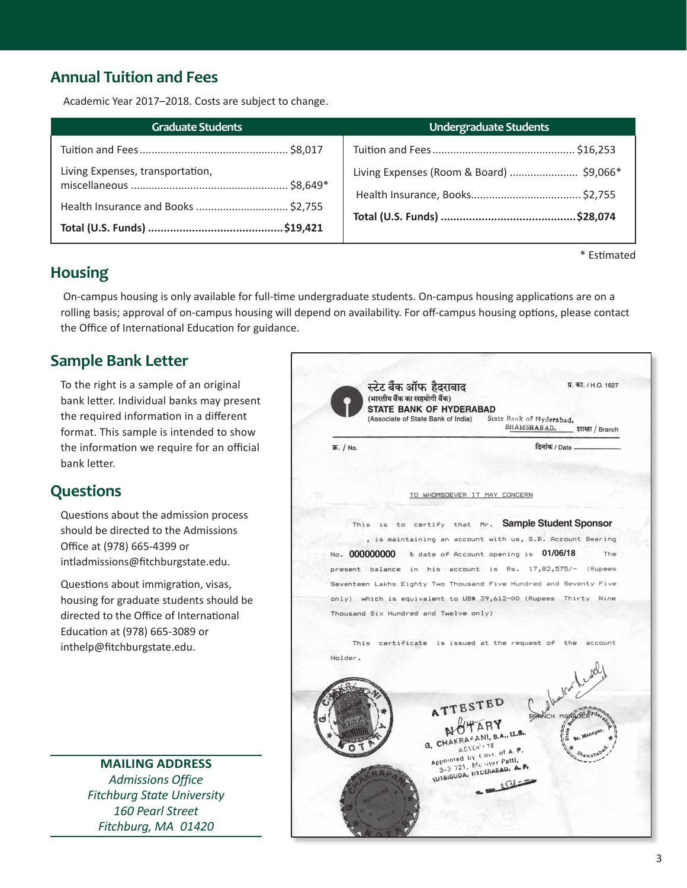## Annual Tuition and Fees

Academic Year 2017–2018. Costs are subject to change.

| Graduate Students | | Undergraduate Students | |
|---|---|---|---|
| Tuition and Fees | $8,017 | Tuition and Fees | $16,253 |
| Living Expenses, transportation, miscellaneous | $8,649* | Living Expenses (Room & Board) | $9,066* |
| Health Insurance and Books | $2,755 | Health Insurance, Books | $2,755 |
| **Total (U.S. Funds)** | **$19,421** | **Total (U.S. Funds)** | **$28,074** |

\* Estimated

## Housing

On-campus housing is only available for full-time undergraduate students. On-campus housing applications are on a rolling basis; approval of on-campus housing will depend on availability. For off-campus housing options, please contact the Office of International Education for guidance.

## Sample Bank Letter

To the right is a sample of an original bank letter. Individual banks may present the required information in a different format. This sample is intended to show the information we require for an official bank letter.

स्टेट बैंक ऑफ हैदराबाद
(भारतीय बैंक का सहयोगी बैंक)
**STATE BANK OF HYDERABAD**
(Associate of State Bank of India)

प्र. का. / H.O. 1627

State Bank of Hyderabad,
SHAMSHABAD. शाखा / Branch

क्र. / No. दिनांक / Date

TO WHOMSOEVER IT MAY CONCERN

This is to certify that Mr. **Sample Student Sponsor**, is maintaining an account with us, S.B. Account Bearing No. **000000000** & date of Account opening is **01/06/18** The present balance in his account is Rs. 17,82,575/- (Rupees Seventeen Lakhs Eighty Two Thousand Five Hundred and Seventy Five only) which is equivalent to US$ 39,612-00 (Rupees Thirty Nine Thousand Six Hundred and Twelve only)

This certificate is issued at the request of the account Holder.

ATTESTED
NOTARY
G. CHAKRAPANI, B.A., LL.B.,
ADVOCATE
Appointed by Govt. of A.P.
3-3 721, Mariyer Patti,
KUTBIGUDA, HYDERABAD. A.P.

BRANCH MANAGER

## Questions

Questions about the admission process should be directed to the Admissions Office at (978) 665-4399 or intladmissions@fitchburgstate.edu.

Questions about immigration, visas, housing for graduate students should be directed to the Office of International Education at (978) 665-3089 or inthelp@fitchburgstate.edu.

**MAILING ADDRESS**
*Admissions Office*
*Fitchburg State University*
*160 Pearl Street*
*Fitchburg, MA 01420*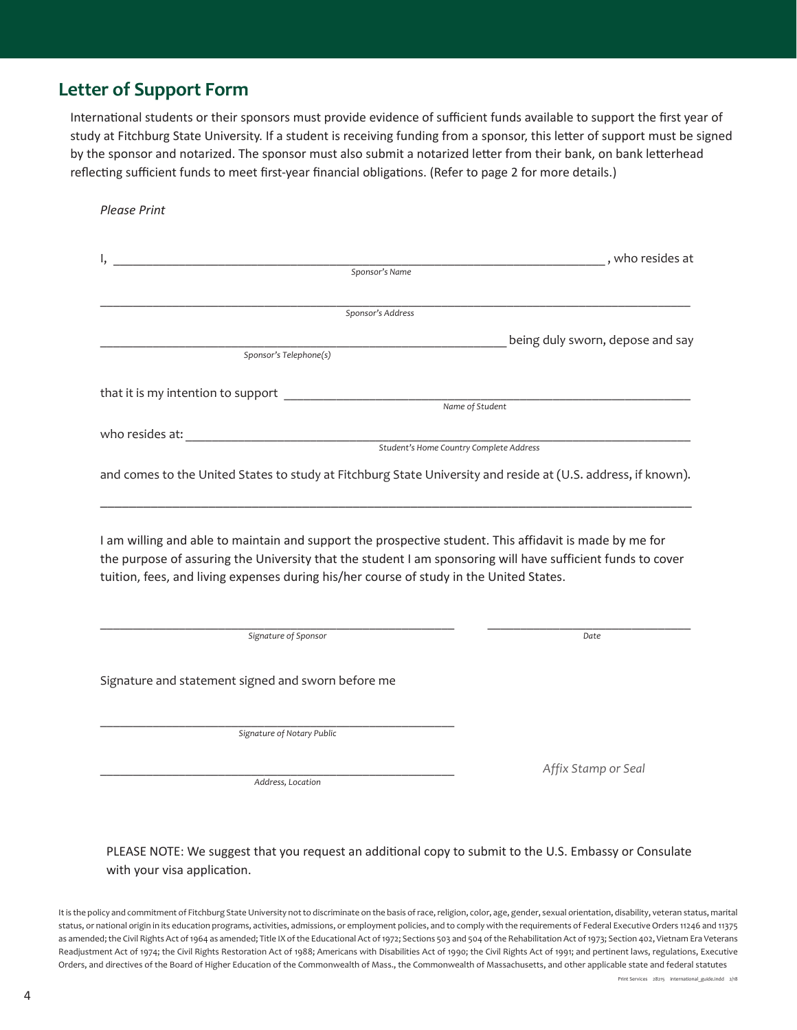## Letter of Support Form

International students or their sponsors must provide evidence of sufficient funds available to support the first year of study at Fitchburg State University. If a student is receiving funding from a sponsor, this letter of support must be signed by the sponsor and notarized. The sponsor must also submit a notarized letter from their bank, on bank letterhead reflecting sufficient funds to meet first-year financial obligations. (Refer to page 2 for more details.)

*Please Print*

I, ______________________________________________________________ , who resides at
*Sponsor's Name*

______________________________________________________________________________
*Sponsor's Address*

______________________________________________________ being duly sworn, depose and say
*Sponsor's Telephone(s)*

that it is my intention to support ______________________________________________________
*Name of Student*

who resides at: _____________________________________________________________________
*Student's Home Country Complete Address*

and comes to the United States to study at Fitchburg State University and reside at (U.S. address, if known).

______________________________________________________________________________

I am willing and able to maintain and support the prospective student. This affidavit is made by me for the purpose of assuring the University that the student I am sponsoring will have sufficient funds to cover tuition, fees, and living expenses during his/her course of study in the United States.

______________________________________________ ______________________________
*Signature of Sponsor* *Date*

Signature and statement signed and sworn before me

______________________________________________
*Signature of Notary Public*

______________________________________________
*Address, Location*

*Affix Stamp or Seal*

PLEASE NOTE: We suggest that you request an additional copy to submit to the U.S. Embassy or Consulate with your visa application.

It is the policy and commitment of Fitchburg State University not to discriminate on the basis of race, religion, color, age, gender, sexual orientation, disability, veteran status, marital status, or national origin in its education programs, activities, admissions, or employment policies, and to comply with the requirements of Federal Executive Orders 11246 and 11375 as amended; the Civil Rights Act of 1964 as amended; Title IX of the Educational Act of 1972; Sections 503 and 504 of the Rehabilitation Act of 1973; Section 402, Vietnam Era Veterans Readjustment Act of 1974; the Civil Rights Restoration Act of 1988; Americans with Disabilities Act of 1990; the Civil Rights Act of 1991; and pertinent laws, regulations, Executive Orders, and directives of the Board of Higher Education of the Commonwealth of Mass., the Commonwealth of Massachusetts, and other applicable state and federal statutes

Print Services 28215 international_guide.indd 2/18